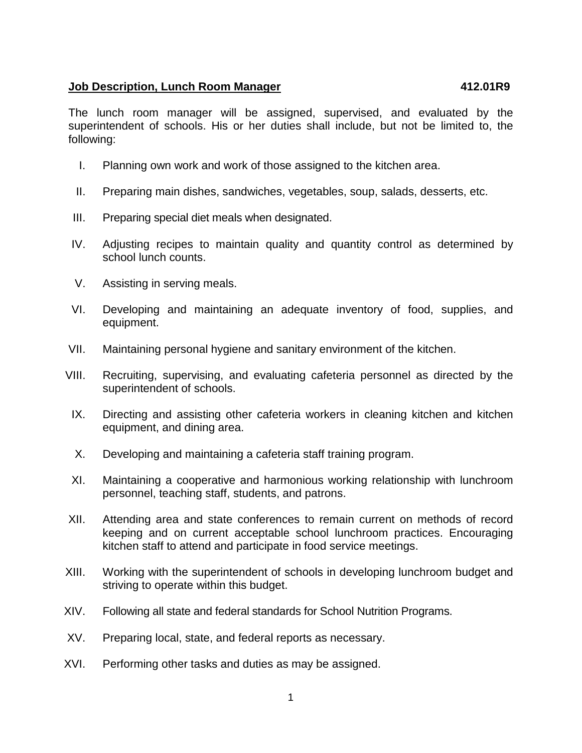**Job Description, Lunch Room Manager** **412.01R9**

The lunch room manager will be assigned, supervised, and evaluated by the superintendent of schools. His or her duties shall include, but not be limited to, the following:

I. Planning own work and work of those assigned to the kitchen area.

II. Preparing main dishes, sandwiches, vegetables, soup, salads, desserts, etc.

III. Preparing special diet meals when designated.

IV. Adjusting recipes to maintain quality and quantity control as determined by school lunch counts.

V. Assisting in serving meals.

VI. Developing and maintaining an adequate inventory of food, supplies, and equipment.

VII. Maintaining personal hygiene and sanitary environment of the kitchen.

VIII. Recruiting, supervising, and evaluating cafeteria personnel as directed by the superintendent of schools.

IX. Directing and assisting other cafeteria workers in cleaning kitchen and kitchen equipment, and dining area.

X. Developing and maintaining a cafeteria staff training program.

XI. Maintaining a cooperative and harmonious working relationship with lunchroom personnel, teaching staff, students, and patrons.

XII. Attending area and state conferences to remain current on methods of record keeping and on current acceptable school lunchroom practices. Encouraging kitchen staff to attend and participate in food service meetings.

XIII. Working with the superintendent of schools in developing lunchroom budget and striving to operate within this budget.

XIV. Following all state and federal standards for School Nutrition Programs.

XV. Preparing local, state, and federal reports as necessary.

XVI. Performing other tasks and duties as may be assigned.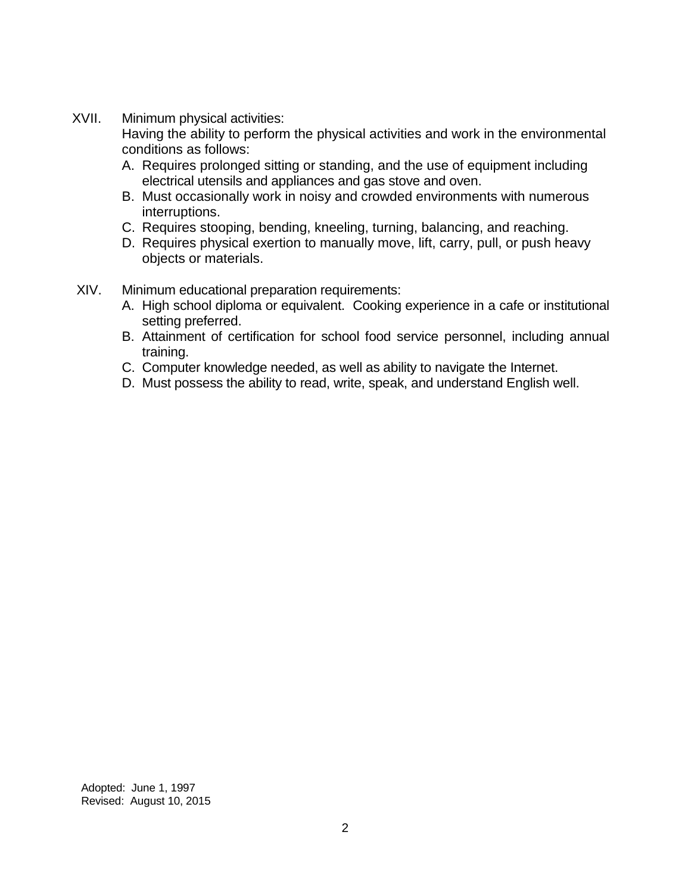XVII. Minimum physical activities:

Having the ability to perform the physical activities and work in the environmental conditions as follows:

A. Requires prolonged sitting or standing, and the use of equipment including electrical utensils and appliances and gas stove and oven.
B. Must occasionally work in noisy and crowded environments with numerous interruptions.
C. Requires stooping, bending, kneeling, turning, balancing, and reaching.
D. Requires physical exertion to manually move, lift, carry, pull, or push heavy objects or materials.

XIV. Minimum educational preparation requirements:

A. High school diploma or equivalent. Cooking experience in a cafe or institutional setting preferred.
B. Attainment of certification for school food service personnel, including annual training.
C. Computer knowledge needed, as well as ability to navigate the Internet.
D. Must possess the ability to read, write, speak, and understand English well.

Adopted: June 1, 1997
Revised: August 10, 2015